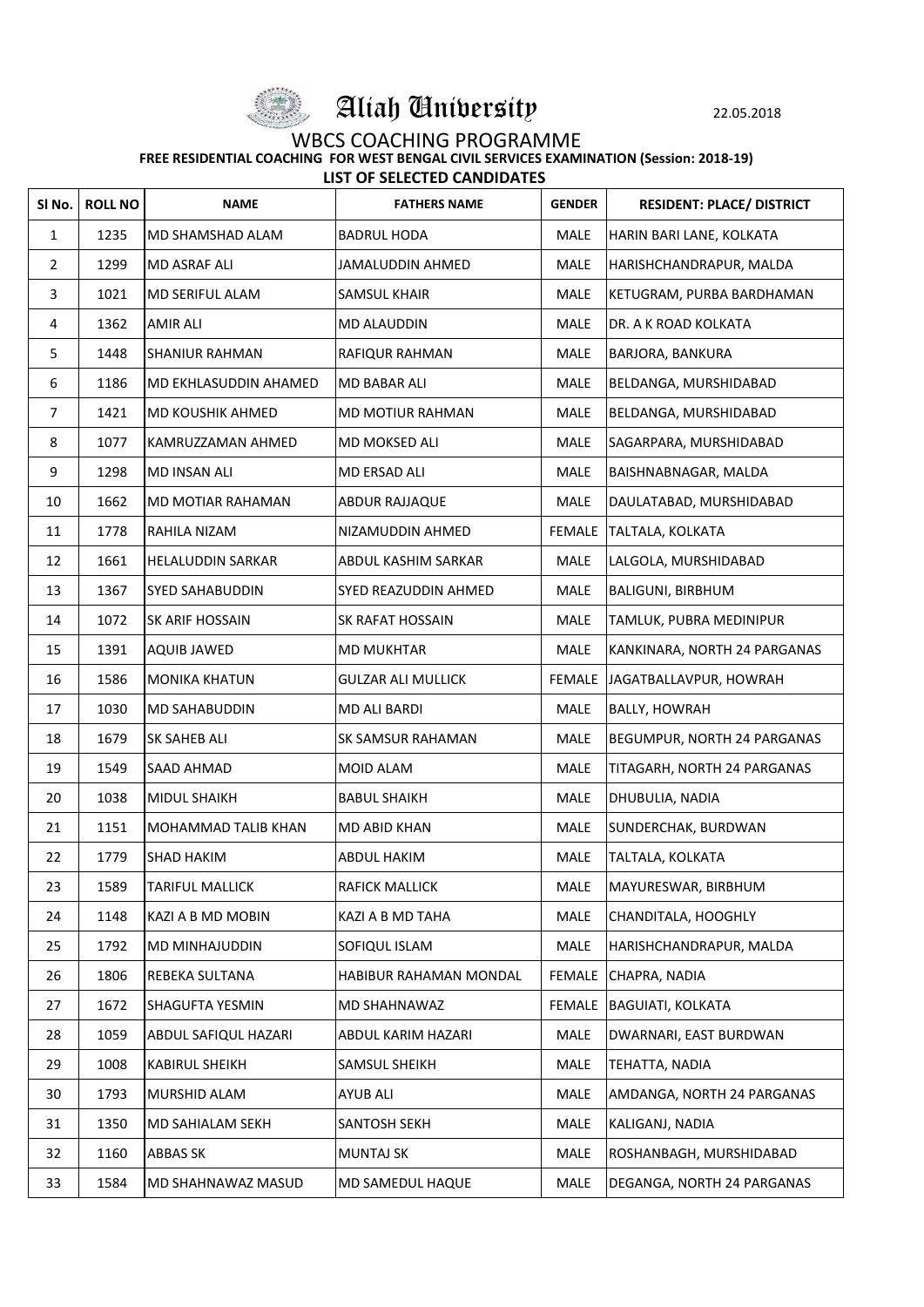# Aliah University

22.05.2018

## WBCS COACHING PROGRAMME

**FREE RESIDENTIAL COACHING FOR WEST BENGAL CIVIL SERVICES EXAMINATION (Session: 2018-19)**

**LIST OF SELECTED CANDIDATES**

| Sl No. | ROLL NO | NAME | FATHERS NAME | GENDER | RESIDENT: PLACE/ DISTRICT |
|---|---|---|---|---|---|
| 1 | 1235 | MD SHAMSHAD ALAM | BADRUL HODA | MALE | HARIN BARI LANE, KOLKATA |
| 2 | 1299 | MD ASRAF ALI | JAMALUDDIN AHMED | MALE | HARISHCHANDRAPUR, MALDA |
| 3 | 1021 | MD SERIFUL ALAM | SAMSUL KHAIR | MALE | KETUGRAM, PURBA BARDHAMAN |
| 4 | 1362 | AMIR ALI | MD ALAUDDIN | MALE | DR. A K ROAD KOLKATA |
| 5 | 1448 | SHANIUR RAHMAN | RAFIQUR RAHMAN | MALE | BARJORA, BANKURA |
| 6 | 1186 | MD EKHLASUDDIN AHAMED | MD BABAR ALI | MALE | BELDANGA, MURSHIDABAD |
| 7 | 1421 | MD KOUSHIK AHMED | MD MOTIUR RAHMAN | MALE | BELDANGA, MURSHIDABAD |
| 8 | 1077 | KAMRUZZAMAN AHMED | MD MOKSED ALI | MALE | SAGARPARA, MURSHIDABAD |
| 9 | 1298 | MD INSAN ALI | MD ERSAD ALI | MALE | BAISHNABNAGAR, MALDA |
| 10 | 1662 | MD MOTIAR RAHAMAN | ABDUR RAJJAQUE | MALE | DAULATABAD, MURSHIDABAD |
| 11 | 1778 | RAHILA NIZAM | NIZAMUDDIN AHMED | FEMALE | TALTALA, KOLKATA |
| 12 | 1661 | HELALUDDIN SARKAR | ABDUL KASHIM SARKAR | MALE | LALGOLA, MURSHIDABAD |
| 13 | 1367 | SYED SAHABUDDIN | SYED REAZUDDIN AHMED | MALE | BALIGUNI, BIRBHUM |
| 14 | 1072 | SK ARIF HOSSAIN | SK RAFAT HOSSAIN | MALE | TAMLUK, PUBRA MEDINIPUR |
| 15 | 1391 | AQUIB JAWED | MD MUKHTAR | MALE | KANKINARA, NORTH 24 PARGANAS |
| 16 | 1586 | MONIKA KHATUN | GULZAR ALI MULLICK | FEMALE | JAGATBALLAVPUR, HOWRAH |
| 17 | 1030 | MD SAHABUDDIN | MD ALI BARDI | MALE | BALLY, HOWRAH |
| 18 | 1679 | SK SAHEB ALI | SK SAMSUR RAHAMAN | MALE | BEGUMPUR, NORTH 24 PARGANAS |
| 19 | 1549 | SAAD AHMAD | MOID ALAM | MALE | TITAGARH, NORTH 24 PARGANAS |
| 20 | 1038 | MIDUL SHAIKH | BABUL SHAIKH | MALE | DHUBULIA, NADIA |
| 21 | 1151 | MOHAMMAD TALIB KHAN | MD ABID KHAN | MALE | SUNDERCHAK, BURDWAN |
| 22 | 1779 | SHAD HAKIM | ABDUL HAKIM | MALE | TALTALA, KOLKATA |
| 23 | 1589 | TARIFUL MALLICK | RAFICK MALLICK | MALE | MAYURESWAR, BIRBHUM |
| 24 | 1148 | KAZI A B MD MOBIN | KAZI A B MD TAHA | MALE | CHANDITALA, HOOGHLY |
| 25 | 1792 | MD MINHAJUDDIN | SOFIQUL ISLAM | MALE | HARISHCHANDRAPUR, MALDA |
| 26 | 1806 | REBEKA SULTANA | HABIBUR RAHAMAN MONDAL | FEMALE | CHAPRA, NADIA |
| 27 | 1672 | SHAGUFTA YESMIN | MD SHAHNAWAZ | FEMALE | BAGUIATI, KOLKATA |
| 28 | 1059 | ABDUL SAFIQUL HAZARI | ABDUL KARIM HAZARI | MALE | DWARNARI, EAST BURDWAN |
| 29 | 1008 | KABIRUL SHEIKH | SAMSUL SHEIKH | MALE | TEHATTA, NADIA |
| 30 | 1793 | MURSHID ALAM | AYUB ALI | MALE | AMDANGA, NORTH 24 PARGANAS |
| 31 | 1350 | MD SAHIALAM SEKH | SANTOSH SEKH | MALE | KALIGANJ, NADIA |
| 32 | 1160 | ABBAS SK | MUNTAJ SK | MALE | ROSHANBAGH, MURSHIDABAD |
| 33 | 1584 | MD SHAHNAWAZ MASUD | MD SAMEDUL HAQUE | MALE | DEGANGA, NORTH 24 PARGANAS |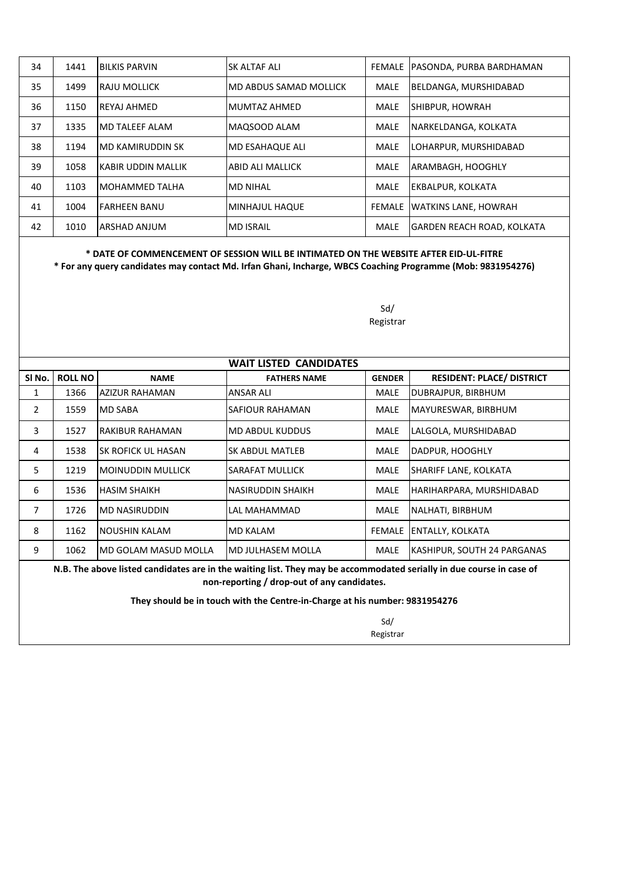| | | | | | |
|---|---|---|---|---|---|
| 34 | 1441 | BILKIS PARVIN | SK ALTAF ALI | FEMALE | PASONDA, PURBA BARDHAMAN |
| 35 | 1499 | RAJU MOLLICK | MD ABDUS SAMAD MOLLICK | MALE | BELDANGA, MURSHIDABAD |
| 36 | 1150 | REYAJ AHMED | MUMTAZ AHMED | MALE | SHIBPUR, HOWRAH |
| 37 | 1335 | MD TALEEF ALAM | MAQSOOD ALAM | MALE | NARKELDANGA, KOLKATA |
| 38 | 1194 | MD KAMIRUDDIN SK | MD ESAHAQUE ALI | MALE | LOHARPUR, MURSHIDABAD |
| 39 | 1058 | KABIR UDDIN MALLIK | ABID ALI MALLICK | MALE | ARAMBAGH, HOOGHLY |
| 40 | 1103 | MOHAMMED TALHA | MD NIHAL | MALE | EKBALPUR, KOLKATA |
| 41 | 1004 | FARHEEN BANU | MINHAJUL HAQUE | FEMALE | WATKINS LANE, HOWRAH |
| 42 | 1010 | ARSHAD ANJUM | MD ISRAIL | MALE | GARDEN REACH ROAD, KOLKATA |

**\* DATE OF COMMENCEMENT OF SESSION WILL BE INTIMATED ON THE WEBSITE AFTER EID-UL-FITRE**

**\* For any query candidates may contact Md. Irfan Ghani, Incharge, WBCS Coaching Programme (Mob: 9831954276)**

Sd/
Registrar

## WAIT LISTED CANDIDATES

| Sl No. | ROLL NO | NAME | FATHERS NAME | GENDER | RESIDENT: PLACE/ DISTRICT |
|---|---|---|---|---|---|
| 1 | 1366 | AZIZUR RAHAMAN | ANSAR ALI | MALE | DUBRAJPUR, BIRBHUM |
| 2 | 1559 | MD SABA | SAFIOUR RAHAMAN | MALE | MAYURESWAR, BIRBHUM |
| 3 | 1527 | RAKIBUR RAHAMAN | MD ABDUL KUDDUS | MALE | LALGOLA, MURSHIDABAD |
| 4 | 1538 | SK ROFICK UL HASAN | SK ABDUL MATLEB | MALE | DADPUR, HOOGHLY |
| 5 | 1219 | MOINUDDIN MULLICK | SARAFAT MULLICK | MALE | SHARIFF LANE, KOLKATA |
| 6 | 1536 | HASIM SHAIKH | NASIRUDDIN SHAIKH | MALE | HARIHARPARA, MURSHIDABAD |
| 7 | 1726 | MD NASIRUDDIN | LAL MAHAMMAD | MALE | NALHATI, BIRBHUM |
| 8 | 1162 | NOUSHIN KALAM | MD KALAM | FEMALE | ENTALLY, KOLKATA |
| 9 | 1062 | MD GOLAM MASUD MOLLA | MD JULHASEM MOLLA | MALE | KASHIPUR, SOUTH 24 PARGANAS |

**N.B. The above listed candidates are in the waiting list. They may be accommodated serially in due course in case of non-reporting / drop-out of any candidates.**

**They should be in touch with the Centre-in-Charge at his number: 9831954276**

Sd/
Registrar